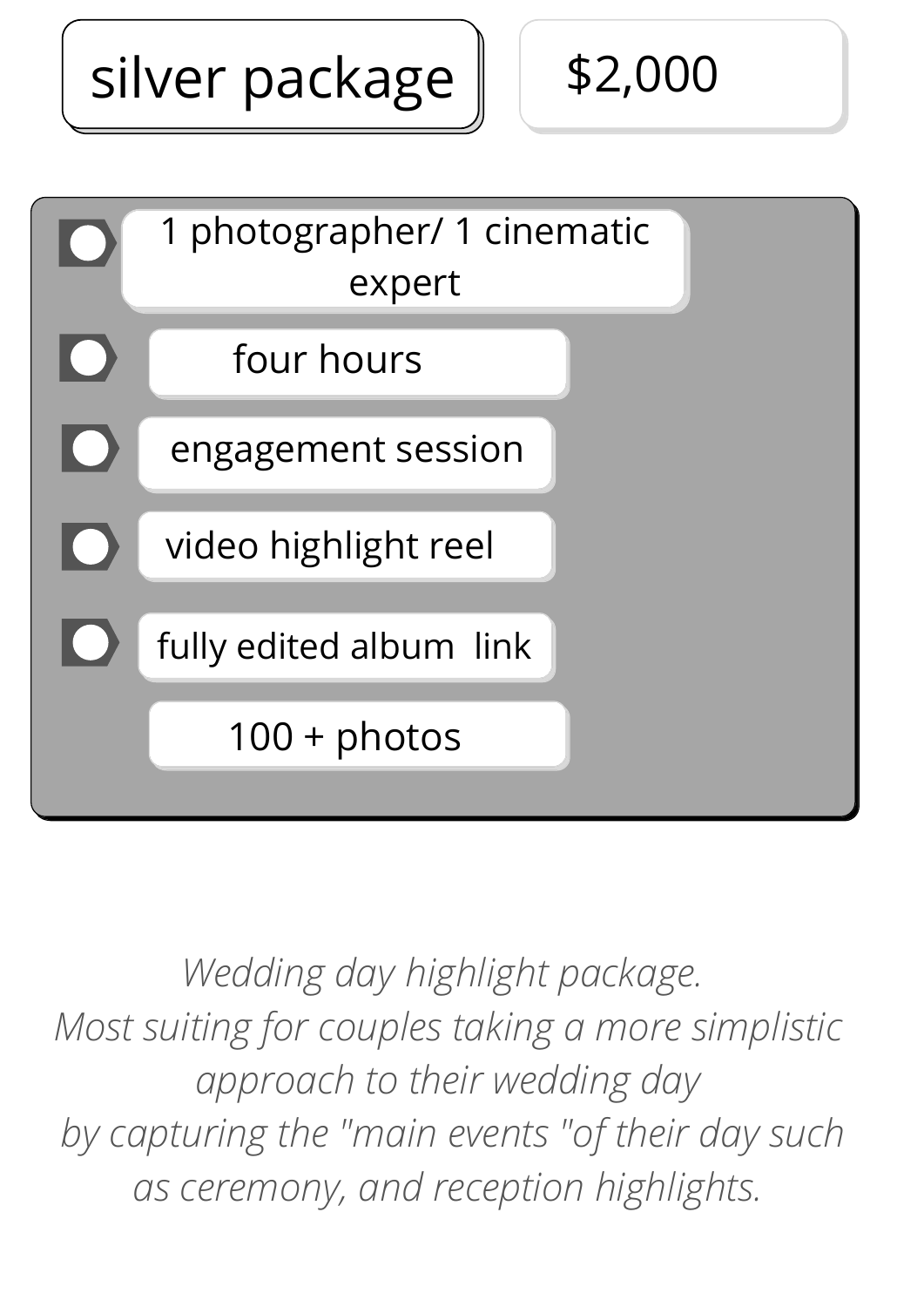# silver package

## $2,000

- 1 photographer/ 1 cinematic expert
- four hours
- engagement session
- video highlight reel
- fully edited album link
  - 100 + photos

*Wedding day highlight package.*
*Most suiting for couples taking a more simplistic approach to their wedding day*
*by capturing the "main events "of their day such as ceremony, and reception highlights.*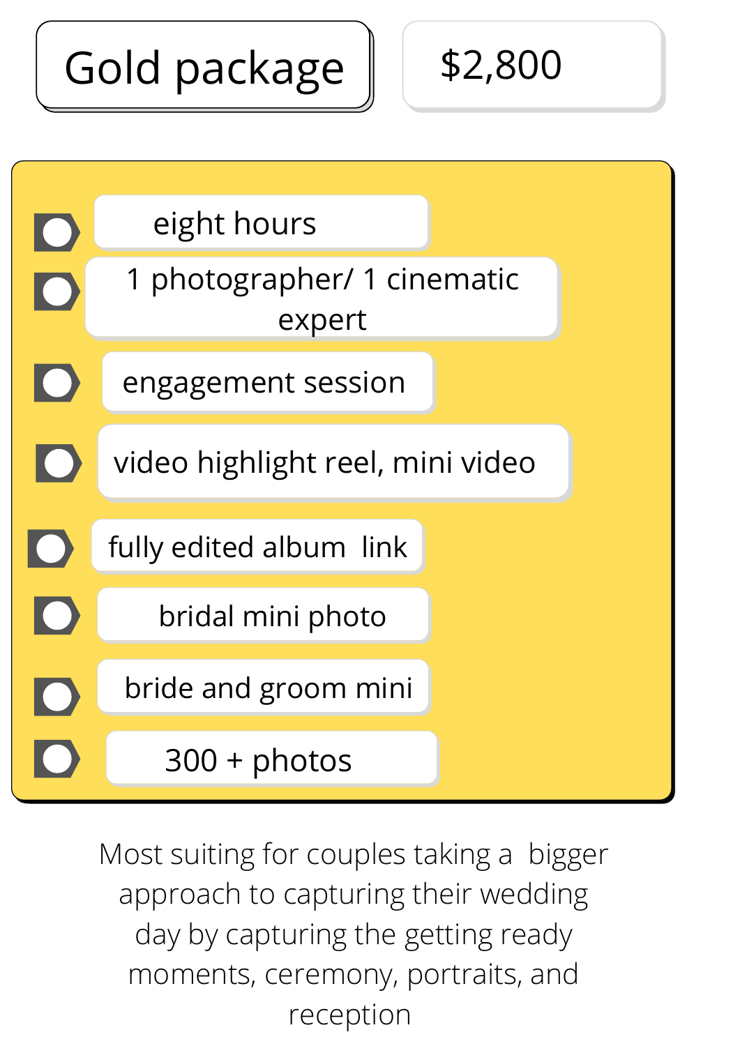# Gold package

## $2,800

- eight hours
- 1 photographer/ 1 cinematic expert
- engagement session
- video highlight reel, mini video
- fully edited album link
- bridal mini photo
- bride and groom mini
- 300 + photos

Most suiting for couples taking a bigger approach to capturing their wedding day by capturing the getting ready moments, ceremony, portraits, and reception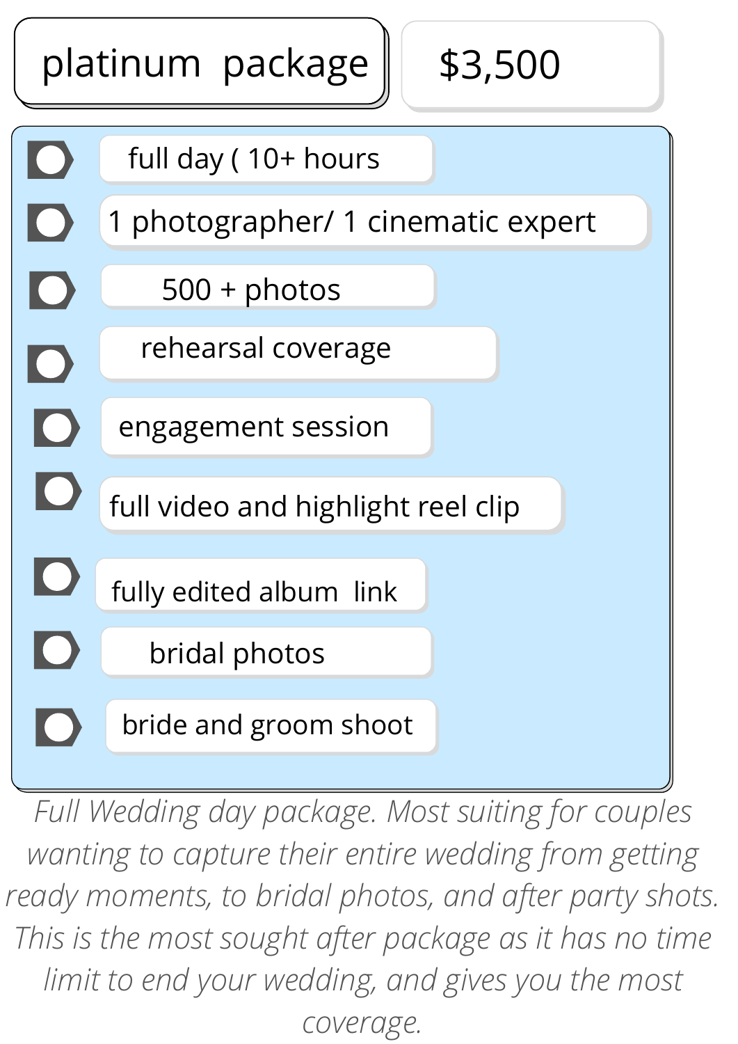## platinum package

## $3,500

- full day ( 10+ hours
- 1 photographer/ 1 cinematic expert
- 500 + photos
- rehearsal coverage
- engagement session
- full video and highlight reel clip
- fully edited album link
- bridal photos
- bride and groom shoot

*Full Wedding day package. Most suiting for couples wanting to capture their entire wedding from getting ready moments, to bridal photos, and after party shots. This is the most sought after package as it has no time limit to end your wedding, and gives you the most coverage.*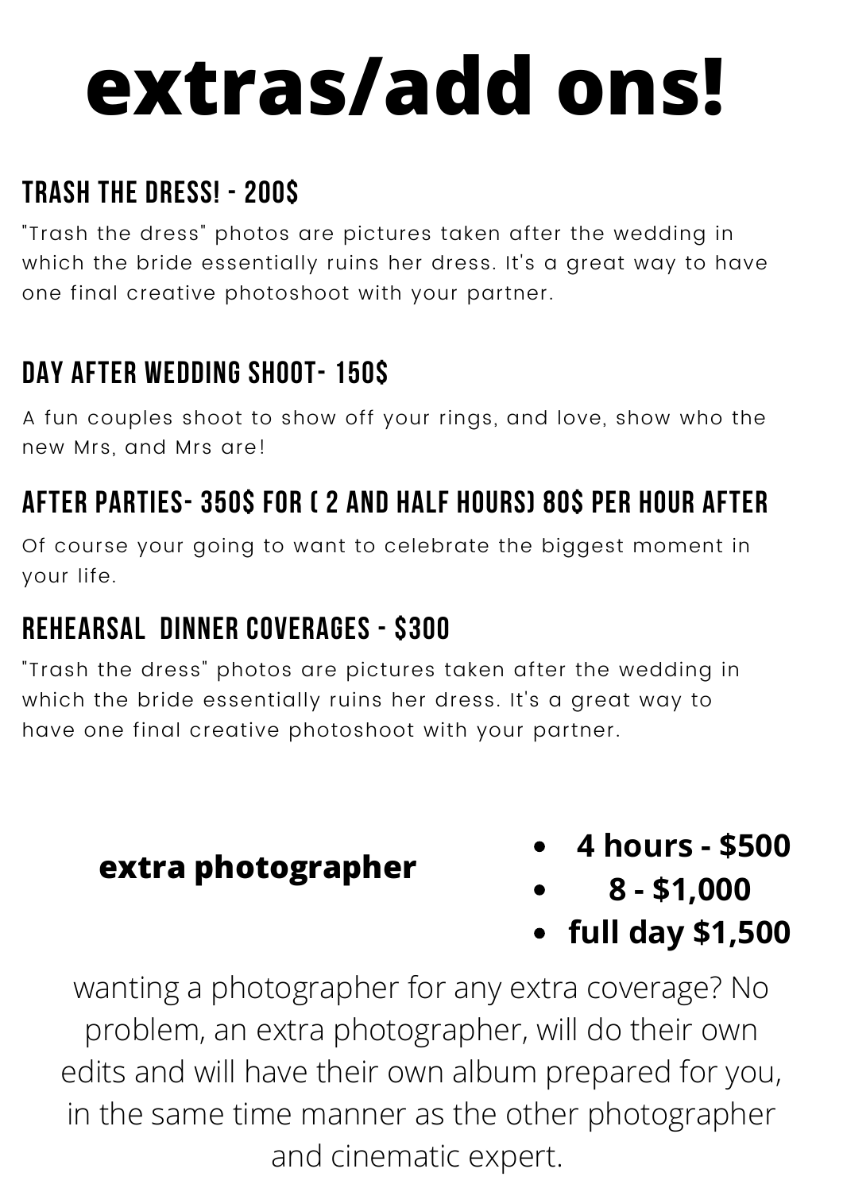# extras/add ons!

## TRASH THE DRESS! - 200$

"Trash the dress" photos are pictures taken after the wedding in which the bride essentially ruins her dress. It's a great way to have one final creative photoshoot with your partner.

## DAY AFTER WEDDING SHOOT- 150$

A fun couples shoot to show off your rings, and love, show who the new Mrs, and Mrs are!

## AFTER PARTIES- 350$ FOR ( 2 AND HALF HOURS) 80$ PER HOUR AFTER

Of course your going to want to celebrate the biggest moment in your life.

## REHEARSAL  DINNER COVERAGES - $300

"Trash the dress" photos are pictures taken after the wedding in which the bride essentially ruins her dress. It's a great way to have one final creative photoshoot with your partner.

**extra photographer**

- **4 hours - $500**
- **8 - $1,000**
- **full day $1,500**

wanting a photographer for any extra coverage? No problem, an extra photographer, will do their own edits and will have their own album prepared for you, in the same time manner as the other photographer and cinematic expert.